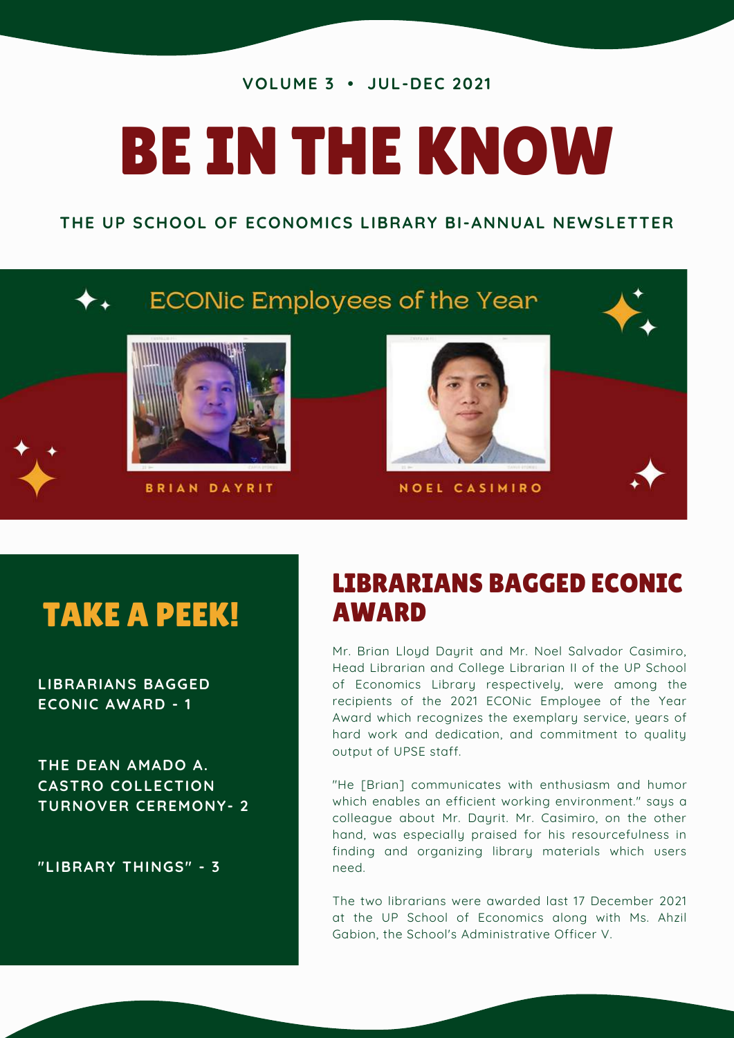VOLUME 3 • JUL-DEC 2021

# BE IN THE KNOW

**THE UP SCHOOL OF ECONOMICS LIBRARY BI-ANNUAL NEWSLETTER**

## ECONic Employees of the Year

BRIAN DAYRIT

NOEL CASIMIRO

## TAKE A PEEK!

- LIBRARIANS BAGGED ECONIC AWARD - 1
- THE DEAN AMADO A. CASTRO COLLECTION TURNOVER CEREMONY- 2
- "LIBRARY THINGS" - 3

## LIBRARIANS BAGGED ECONIC AWARD

Mr. Brian Lloyd Dayrit and Mr. Noel Salvador Casimiro, Head Librarian and College Librarian II of the UP School of Economics Library respectively, were among the recipients of the 2021 ECONic Employee of the Year Award which recognizes the exemplary service, years of hard work and dedication, and commitment to quality output of UPSE staff.

"He [Brian] communicates with enthusiasm and humor which enables an efficient working environment." says a colleague about Mr. Dayrit. Mr. Casimiro, on the other hand, was especially praised for his resourcefulness in finding and organizing library materials which users need.

The two librarians were awarded last 17 December 2021 at the UP School of Economics along with Ms. Ahzil Gabion, the School's Administrative Officer V.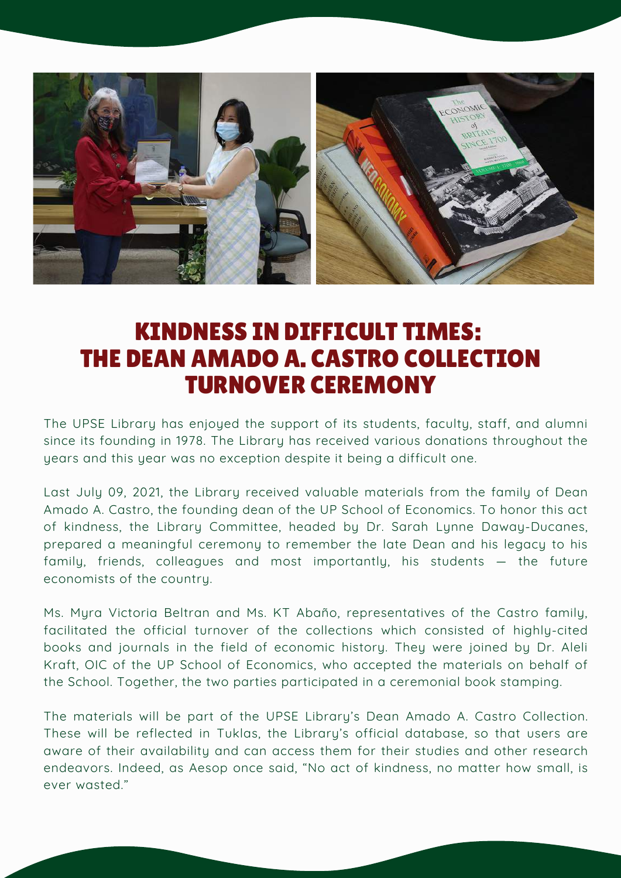# KINDNESS IN DIFFICULT TIMES: THE DEAN AMADO A. CASTRO COLLECTION TURNOVER CEREMONY

The UPSE Library has enjoyed the support of its students, faculty, staff, and alumni since its founding in 1978. The Library has received various donations throughout the years and this year was no exception despite it being a difficult one.

Last July 09, 2021, the Library received valuable materials from the family of Dean Amado A. Castro, the founding dean of the UP School of Economics. To honor this act of kindness, the Library Committee, headed by Dr. Sarah Lynne Daway-Ducanes, prepared a meaningful ceremony to remember the late Dean and his legacy to his family, friends, colleagues and most importantly, his students — the future economists of the country.

Ms. Myra Victoria Beltran and Ms. KT Abaño, representatives of the Castro family, facilitated the official turnover of the collections which consisted of highly-cited books and journals in the field of economic history. They were joined by Dr. Aleli Kraft, OIC of the UP School of Economics, who accepted the materials on behalf of the School. Together, the two parties participated in a ceremonial book stamping.

The materials will be part of the UPSE Library's Dean Amado A. Castro Collection. These will be reflected in Tuklas, the Library's official database, so that users are aware of their availability and can access them for their studies and other research endeavors. Indeed, as Aesop once said, "No act of kindness, no matter how small, is ever wasted."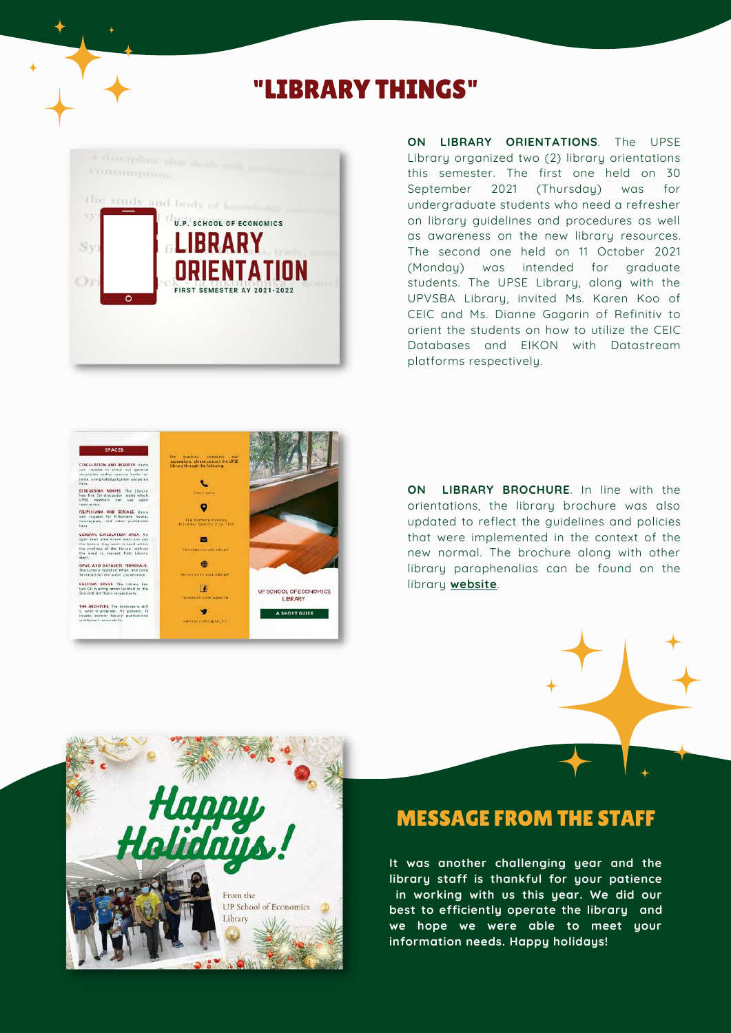# "LIBRARY THINGS"

**ON LIBRARY ORIENTATIONS**. The UPSE Library organized two (2) library orientations this semester. The first one held on 30 September 2021 (Thursday) was for undergraduate students who need a refresher on library guidelines and procedures as well as awareness on the new library resources. The second one held on 11 October 2021 (Monday) was intended for graduate students. The UPSE Library, along with the UPVSBA Library, invited Ms. Karen Koo of CEIC and Ms. Dianne Gagarin of Refinitiv to orient the students on how to utilize the CEIC Databases and EIKON with Datastream platforms respectively.

**ON LIBRARY BROCHURE**. In line with the orientations, the library brochure was also updated to reflect the guidelines and policies that were implemented in the context of the new normal. The brochure along with other library paraphenalias can be found on the library **website**.

## MESSAGE FROM THE STAFF

**It was another challenging year and the library staff is thankful for your patience in working with us this year. We did our best to efficiently operate the library and we hope we were able to meet your information needs. Happy holidays!**